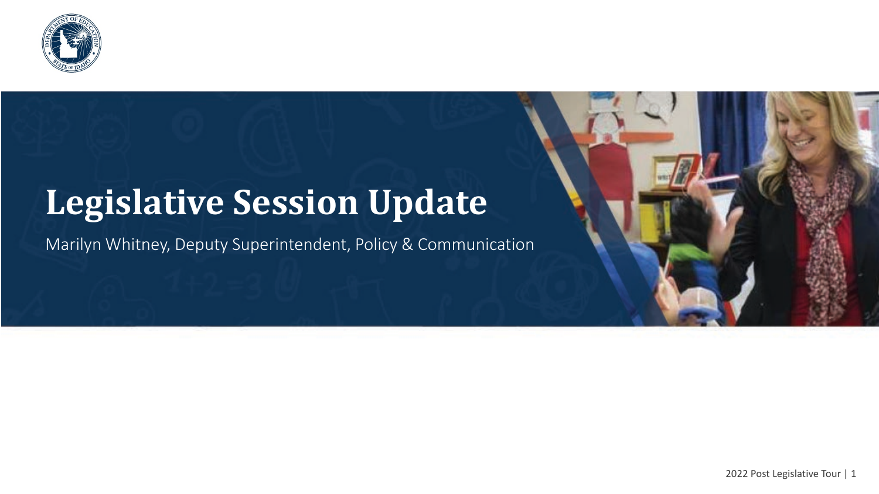# Legislative Session Update

Marilyn Whitney, Deputy Superintendent, Policy & Communication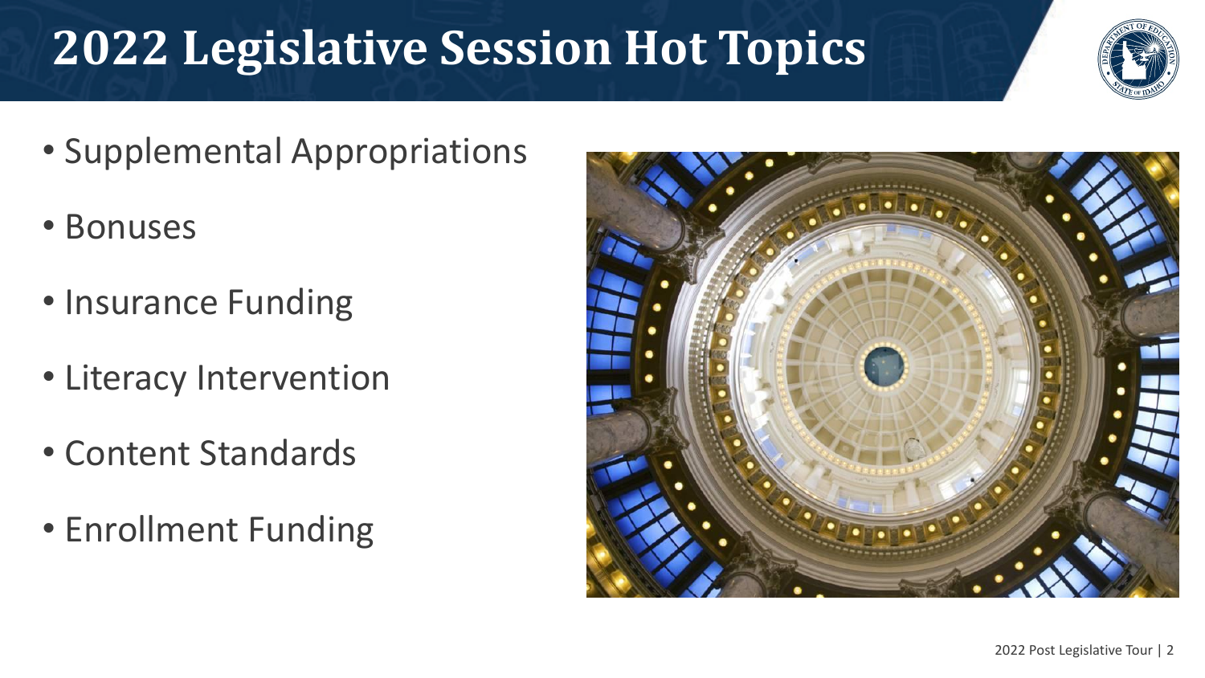# 2022 Legislative Session Hot Topics

- Supplemental Appropriations
- Bonuses
- Insurance Funding
- Literacy Intervention
- Content Standards
- Enrollment Funding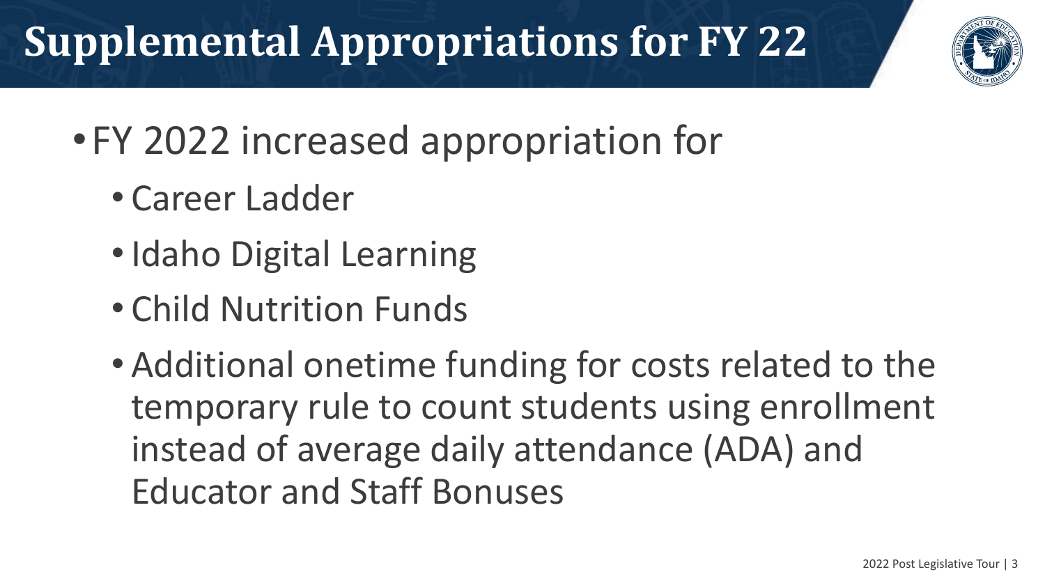# Supplemental Appropriations for FY 22

- FY 2022 increased appropriation for
  - Career Ladder
  - Idaho Digital Learning
  - Child Nutrition Funds
  - Additional onetime funding for costs related to the temporary rule to count students using enrollment instead of average daily attendance (ADA) and Educator and Staff Bonuses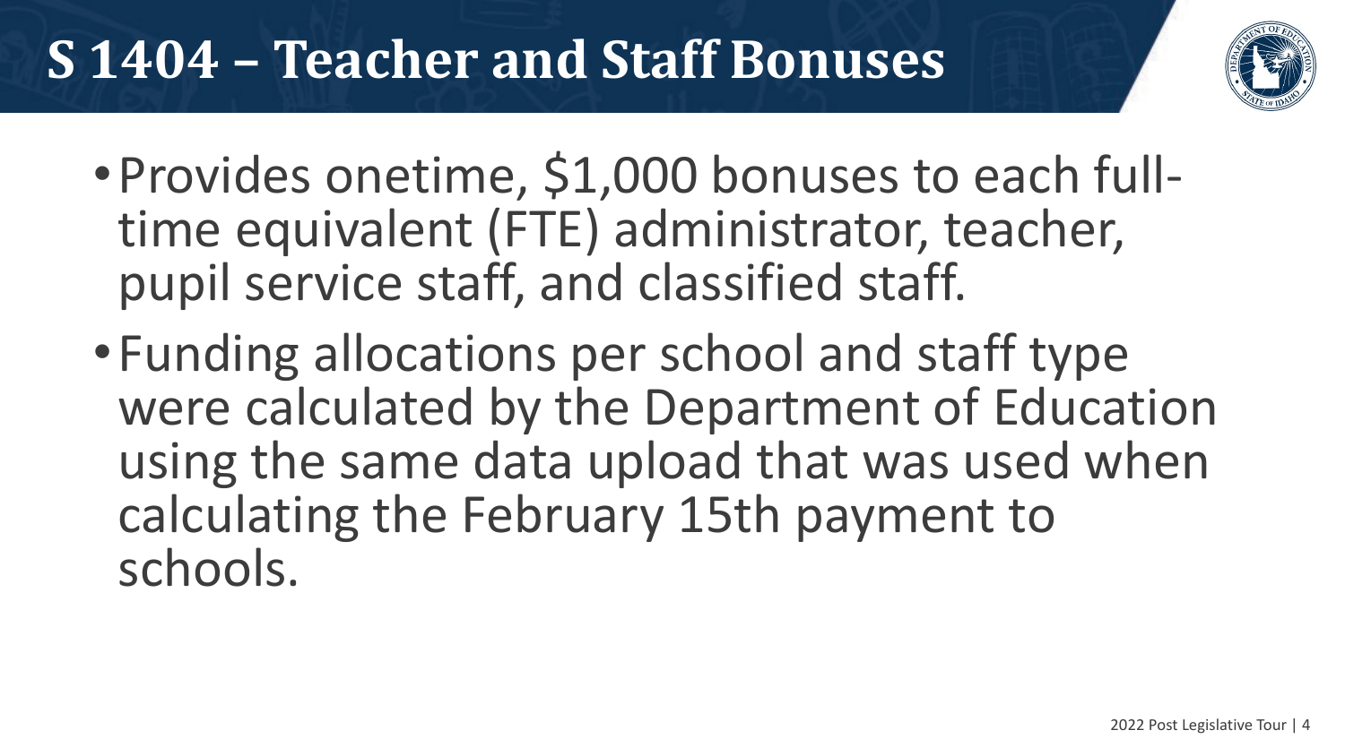# S 1404 – Teacher and Staff Bonuses

- Provides onetime, $1,000 bonuses to each full-time equivalent (FTE) administrator, teacher, pupil service staff, and classified staff.
- Funding allocations per school and staff type were calculated by the Department of Education using the same data upload that was used when calculating the February 15th payment to schools.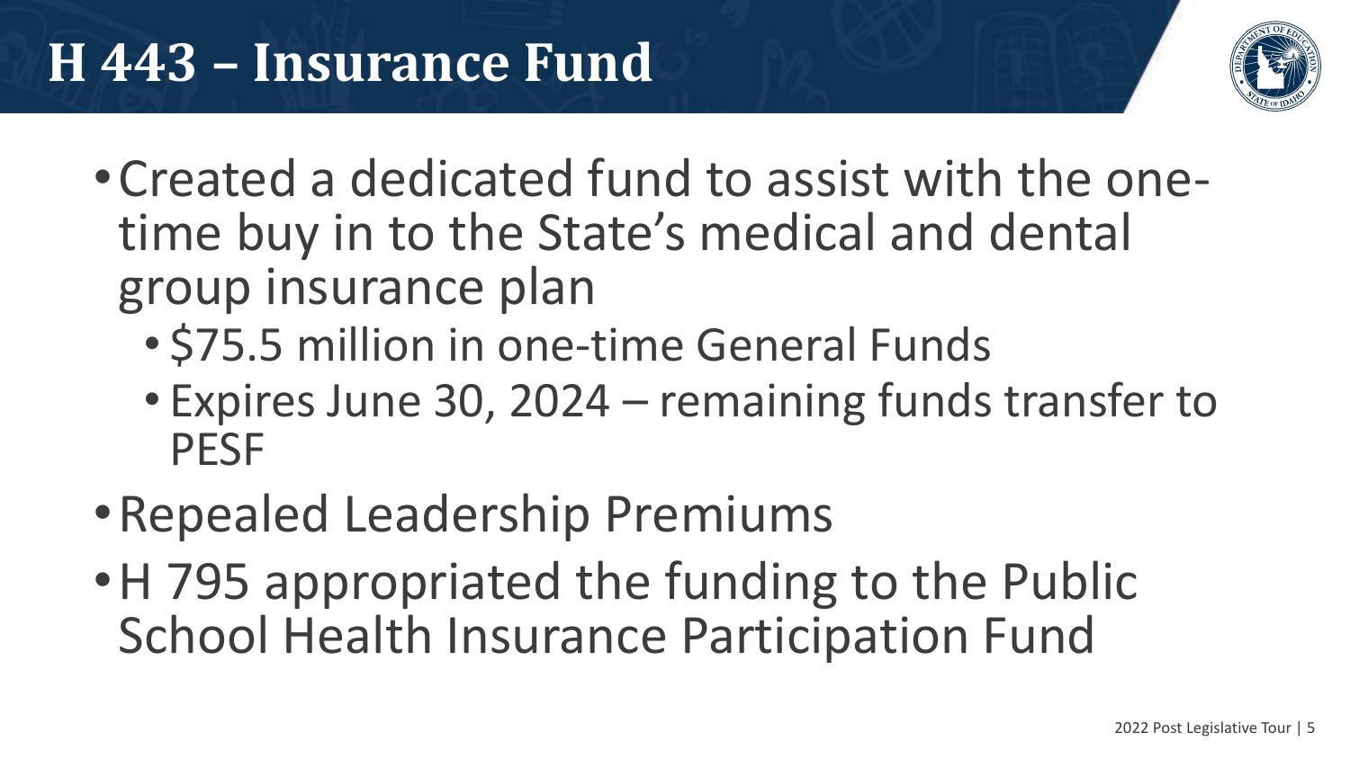# H 443 – Insurance Fund

- Created a dedicated fund to assist with the one-time buy in to the State's medical and dental group insurance plan
  - $75.5 million in one-time General Funds
  - Expires June 30, 2024 – remaining funds transfer to PESF
- Repealed Leadership Premiums
- H 795 appropriated the funding to the Public School Health Insurance Participation Fund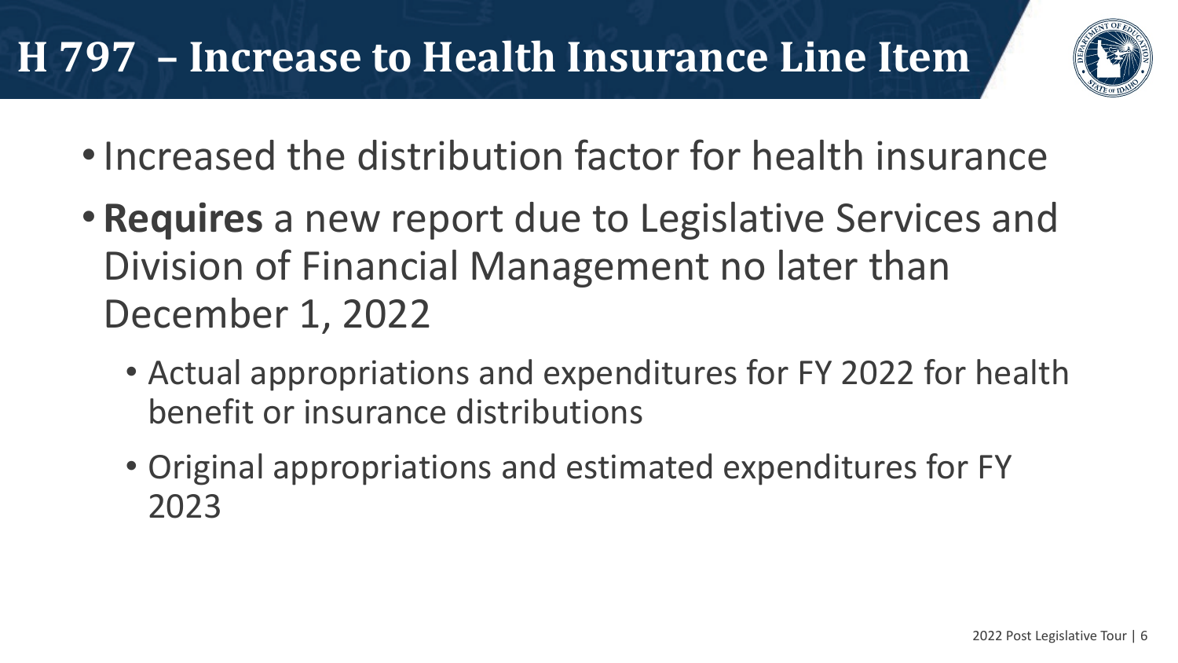# H 797 – Increase to Health Insurance Line Item

- Increased the distribution factor for health insurance
- **Requires** a new report due to Legislative Services and Division of Financial Management no later than December 1, 2022
  - Actual appropriations and expenditures for FY 2022 for health benefit or insurance distributions
  - Original appropriations and estimated expenditures for FY 2023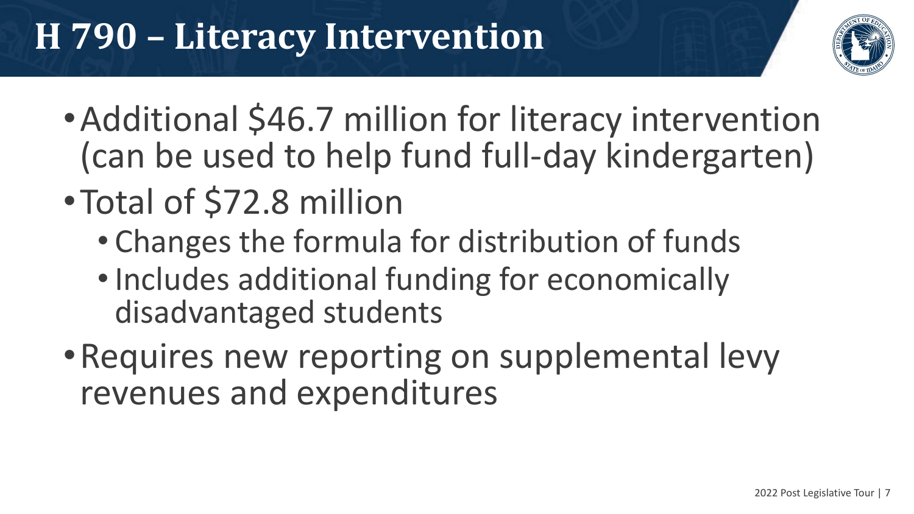# H 790 – Literacy Intervention

- Additional $46.7 million for literacy intervention (can be used to help fund full-day kindergarten)
- Total of $72.8 million
  - Changes the formula for distribution of funds
  - Includes additional funding for economically disadvantaged students
- Requires new reporting on supplemental levy revenues and expenditures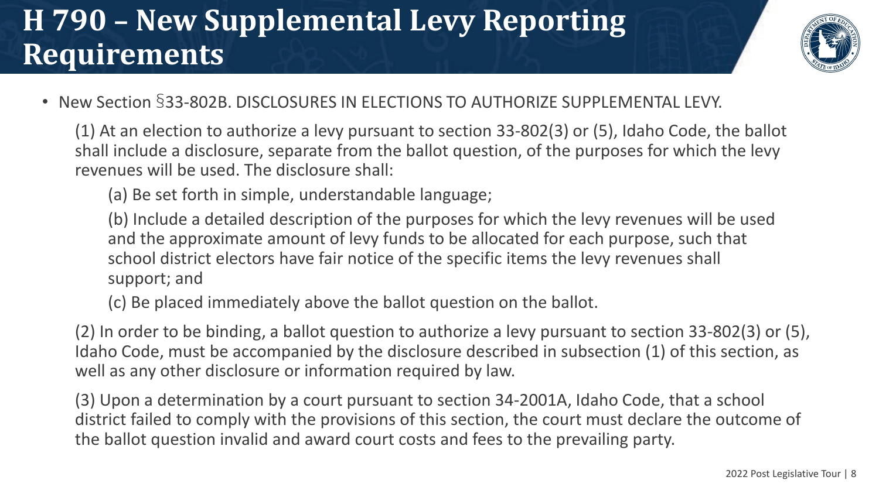# H 790 – New Supplemental Levy Reporting Requirements

- New Section §33-802B. DISCLOSURES IN ELECTIONS TO AUTHORIZE SUPPLEMENTAL LEVY.

(1) At an election to authorize a levy pursuant to section 33-802(3) or (5), Idaho Code, the ballot shall include a disclosure, separate from the ballot question, of the purposes for which the levy revenues will be used. The disclosure shall:

(a) Be set forth in simple, understandable language;

(b) Include a detailed description of the purposes for which the levy revenues will be used and the approximate amount of levy funds to be allocated for each purpose, such that school district electors have fair notice of the specific items the levy revenues shall support; and

(c) Be placed immediately above the ballot question on the ballot.

(2) In order to be binding, a ballot question to authorize a levy pursuant to section 33-802(3) or (5), Idaho Code, must be accompanied by the disclosure described in subsection (1) of this section, as well as any other disclosure or information required by law.

(3) Upon a determination by a court pursuant to section 34-2001A, Idaho Code, that a school district failed to comply with the provisions of this section, the court must declare the outcome of the ballot question invalid and award court costs and fees to the prevailing party.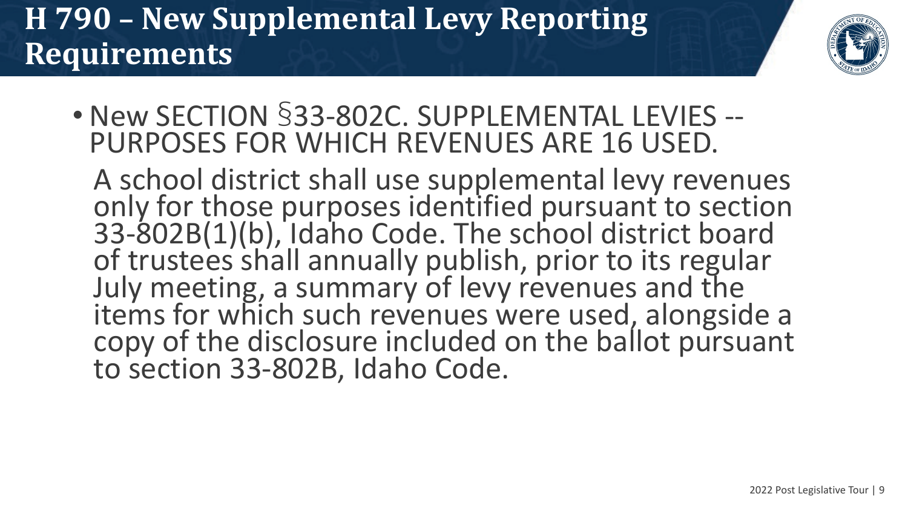# H 790 – New Supplemental Levy Reporting Requirements

- New SECTION §33-802C. SUPPLEMENTAL LEVIES -- PURPOSES FOR WHICH REVENUES ARE 16 USED.

  A school district shall use supplemental levy revenues only for those purposes identified pursuant to section 33-802B(1)(b), Idaho Code. The school district board of trustees shall annually publish, prior to its regular July meeting, a summary of levy revenues and the items for which such revenues were used, alongside a copy of the disclosure included on the ballot pursuant to section 33-802B, Idaho Code.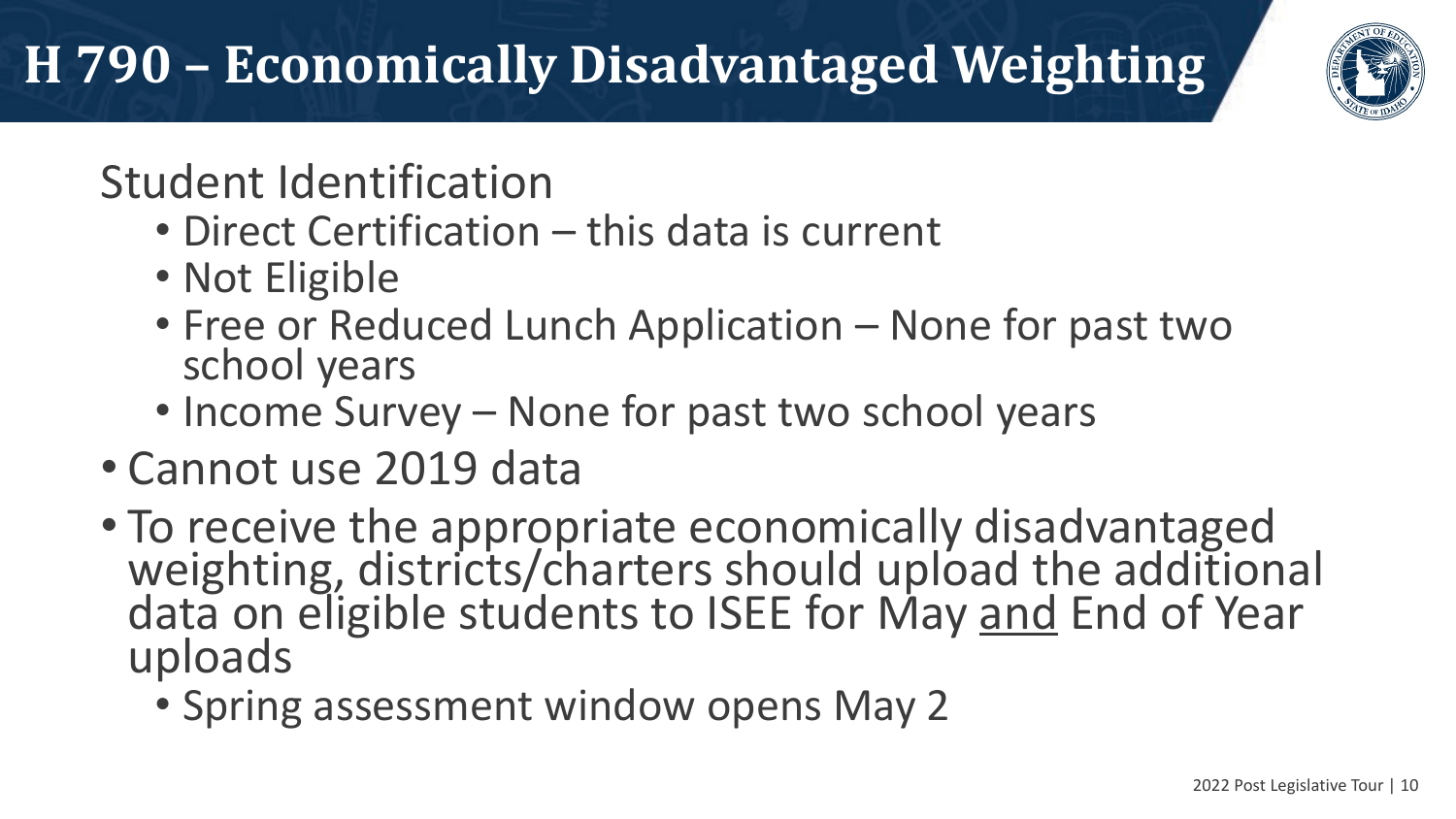# H 790 – Economically Disadvantaged Weighting

Student Identification

- Direct Certification – this data is current
- Not Eligible
- Free or Reduced Lunch Application – None for past two school years
- Income Survey – None for past two school years

- Cannot use 2019 data
- To receive the appropriate economically disadvantaged weighting, districts/charters should upload the additional data on eligible students to ISEE for May <u>and</u> End of Year uploads
  - Spring assessment window opens May 2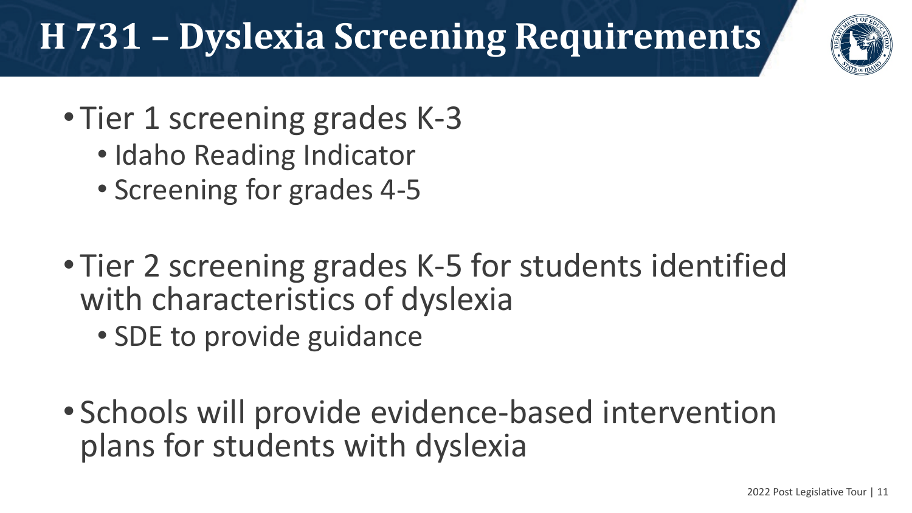# H 731 – Dyslexia Screening Requirements

- Tier 1 screening grades K-3
  - Idaho Reading Indicator
  - Screening for grades 4-5
- Tier 2 screening grades K-5 for students identified with characteristics of dyslexia
  - SDE to provide guidance
- Schools will provide evidence-based intervention plans for students with dyslexia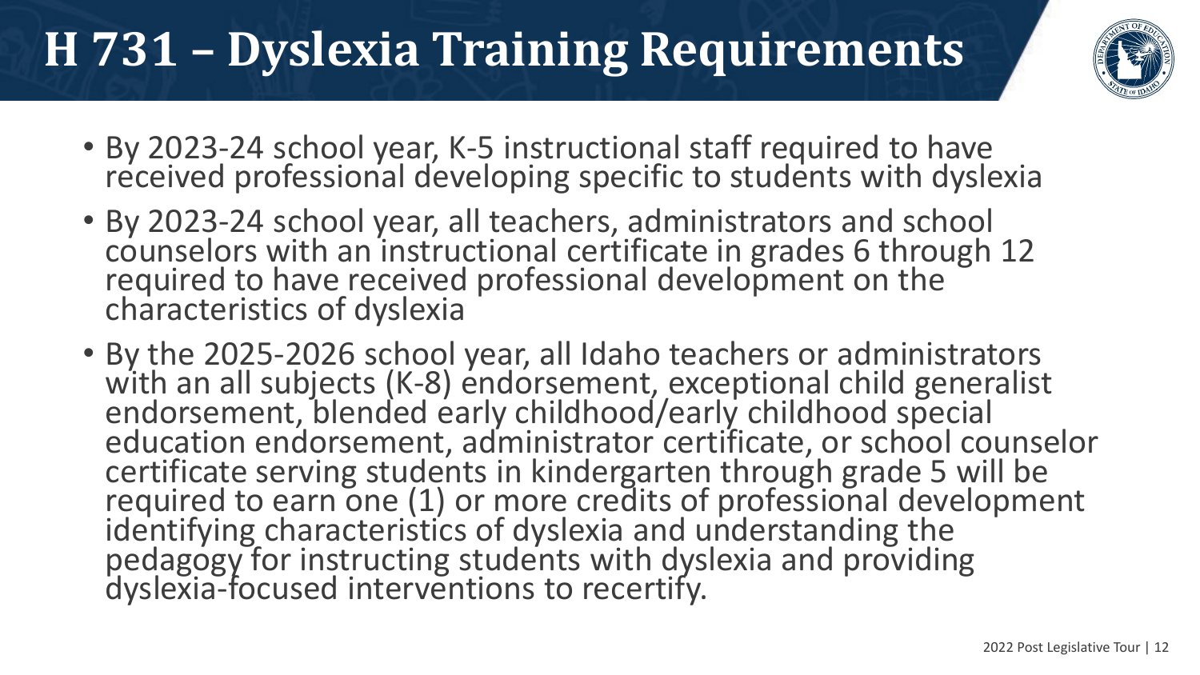# H 731 – Dyslexia Training Requirements

- By 2023-24 school year, K-5 instructional staff required to have received professional developing specific to students with dyslexia
- By 2023-24 school year, all teachers, administrators and school counselors with an instructional certificate in grades 6 through 12 required to have received professional development on the characteristics of dyslexia
- By the 2025-2026 school year, all Idaho teachers or administrators with an all subjects (K-8) endorsement, exceptional child generalist endorsement, blended early childhood/early childhood special education endorsement, administrator certificate, or school counselor certificate serving students in kindergarten through grade 5 will be required to earn one (1) or more credits of professional development identifying characteristics of dyslexia and understanding the pedagogy for instructing students with dyslexia and providing dyslexia-focused interventions to recertify.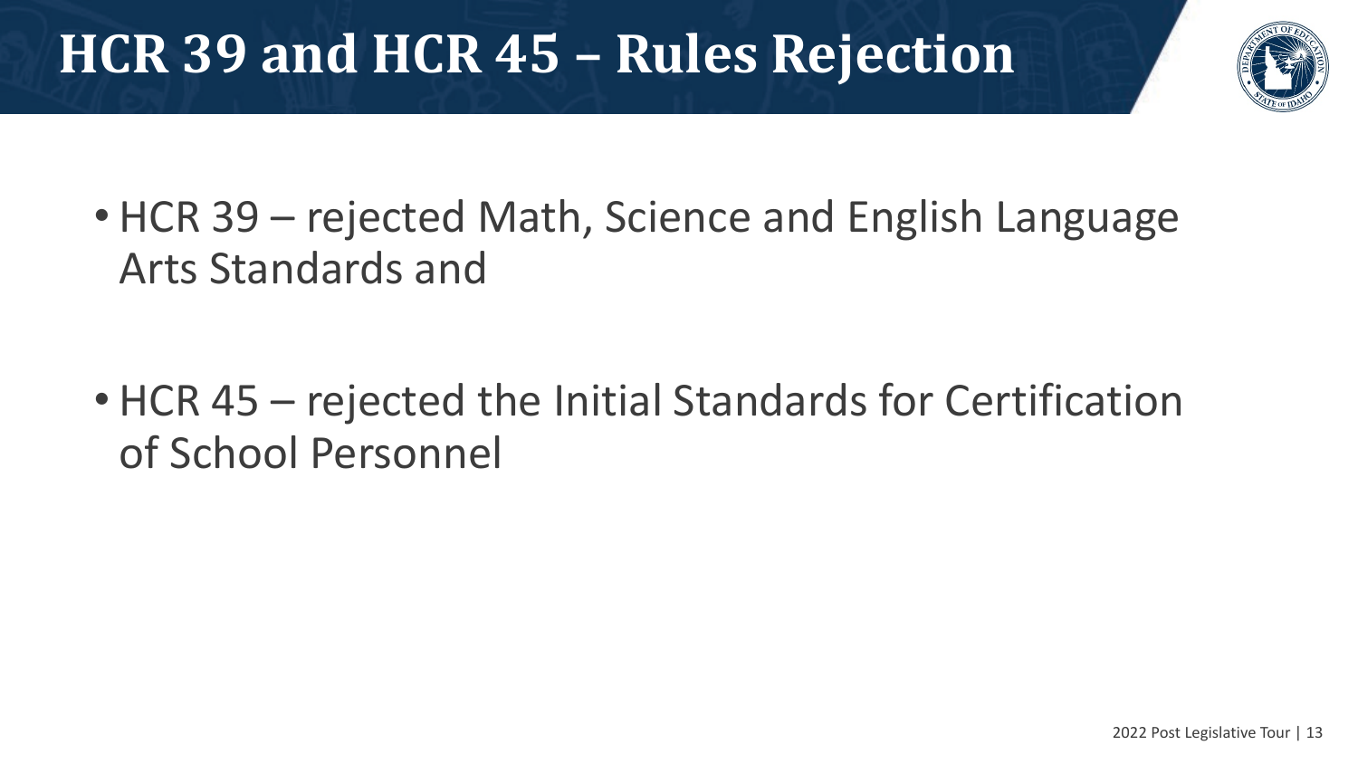# HCR 39 and HCR 45 – Rules Rejection

- HCR 39 – rejected Math, Science and English Language Arts Standards and
- HCR 45 – rejected the Initial Standards for Certification of School Personnel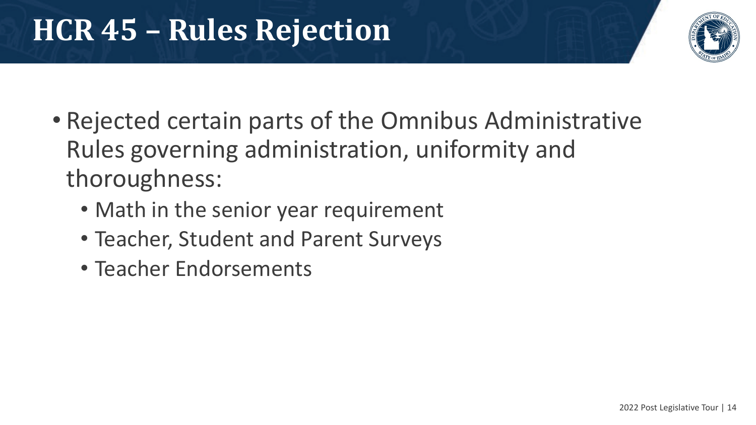# HCR 45 – Rules Rejection

- Rejected certain parts of the Omnibus Administrative Rules governing administration, uniformity and thoroughness:
  - Math in the senior year requirement
  - Teacher, Student and Parent Surveys
  - Teacher Endorsements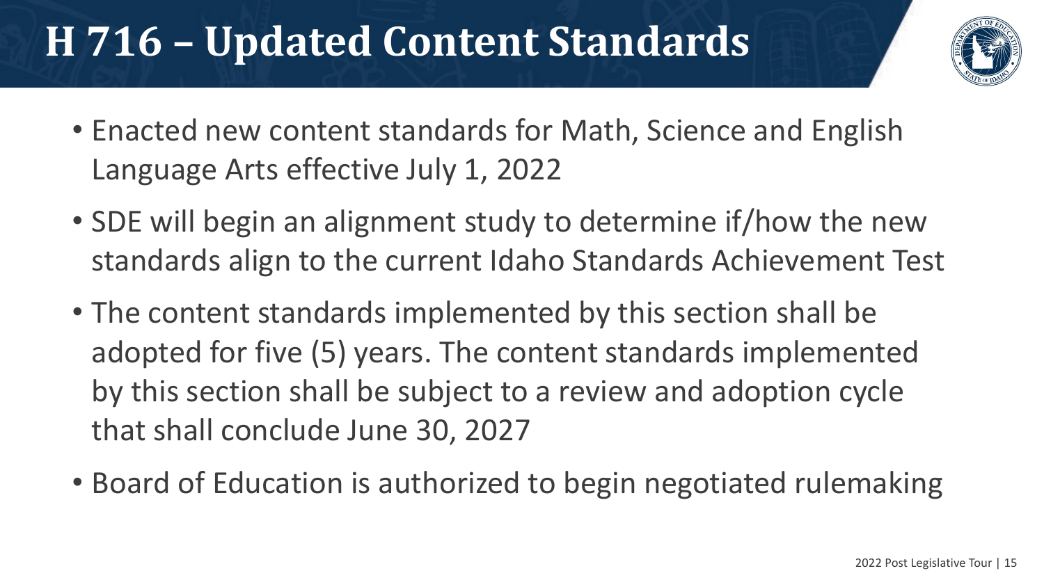# H 716 – Updated Content Standards

- Enacted new content standards for Math, Science and English Language Arts effective July 1, 2022
- SDE will begin an alignment study to determine if/how the new standards align to the current Idaho Standards Achievement Test
- The content standards implemented by this section shall be adopted for five (5) years. The content standards implemented by this section shall be subject to a review and adoption cycle that shall conclude June 30, 2027
- Board of Education is authorized to begin negotiated rulemaking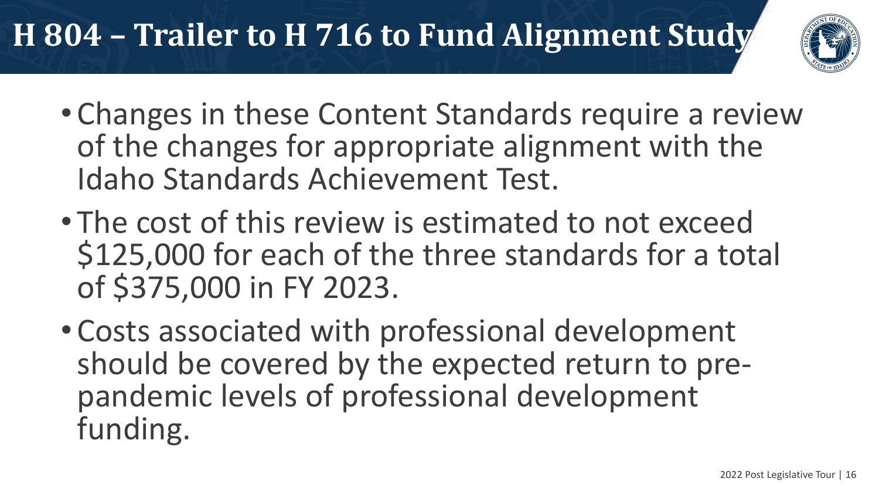# H 804 – Trailer to H 716 to Fund Alignment Study

- Changes in these Content Standards require a review of the changes for appropriate alignment with the Idaho Standards Achievement Test.
- The cost of this review is estimated to not exceed $125,000 for each of the three standards for a total of $375,000 in FY 2023.
- Costs associated with professional development should be covered by the expected return to pre-pandemic levels of professional development funding.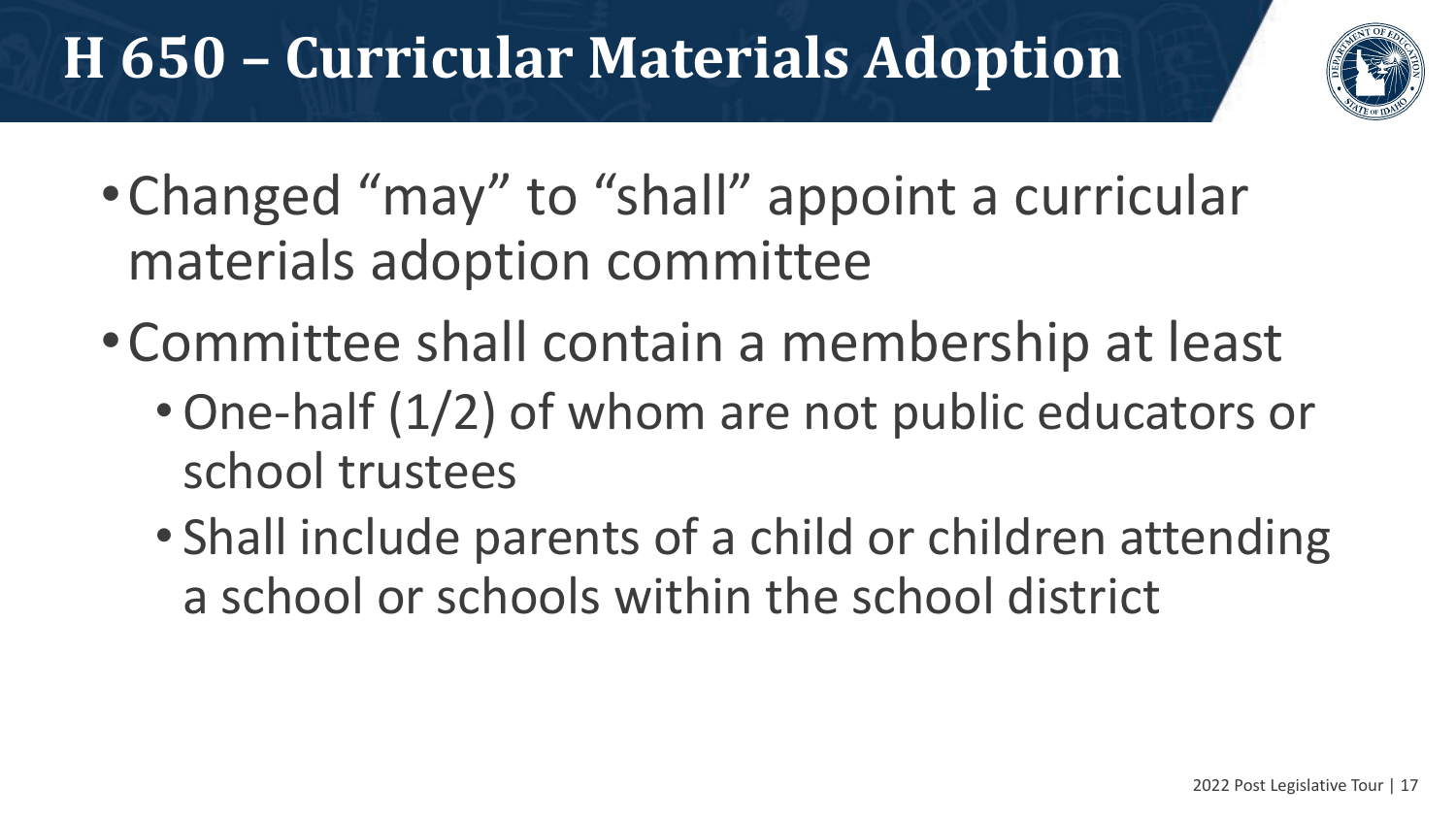# H 650 – Curricular Materials Adoption

- Changed "may" to "shall" appoint a curricular materials adoption committee
- Committee shall contain a membership at least
  - One-half (1/2) of whom are not public educators or school trustees
  - Shall include parents of a child or children attending a school or schools within the school district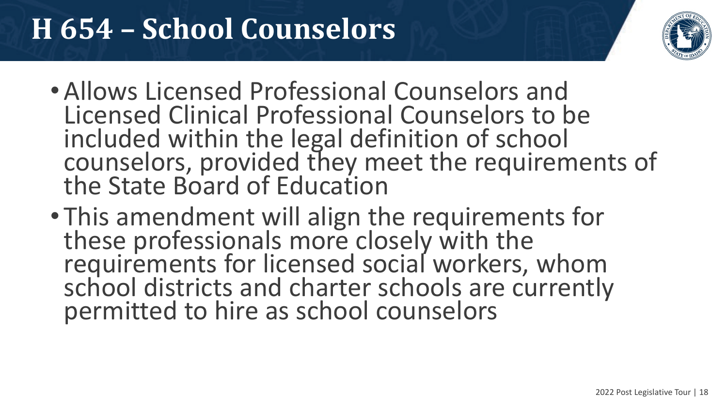# H 654 – School Counselors

- Allows Licensed Professional Counselors and Licensed Clinical Professional Counselors to be included within the legal definition of school counselors, provided they meet the requirements of the State Board of Education
- This amendment will align the requirements for these professionals more closely with the requirements for licensed social workers, whom school districts and charter schools are currently permitted to hire as school counselors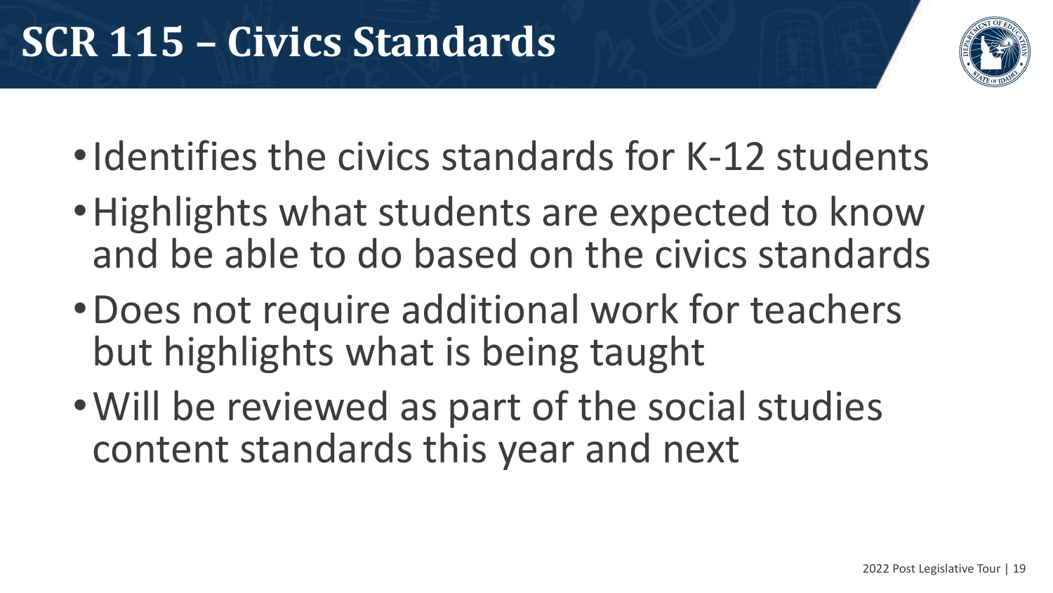# SCR 115 – Civics Standards

- Identifies the civics standards for K-12 students
- Highlights what students are expected to know and be able to do based on the civics standards
- Does not require additional work for teachers but highlights what is being taught
- Will be reviewed as part of the social studies content standards this year and next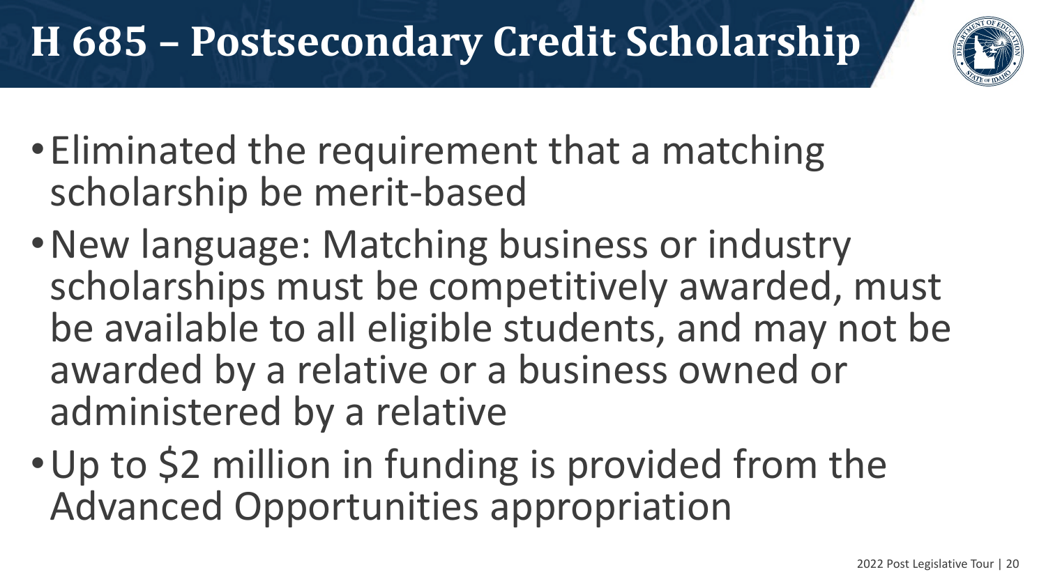# H 685 – Postsecondary Credit Scholarship

- Eliminated the requirement that a matching scholarship be merit-based
- New language: Matching business or industry scholarships must be competitively awarded, must be available to all eligible students, and may not be awarded by a relative or a business owned or administered by a relative
- Up to $2 million in funding is provided from the Advanced Opportunities appropriation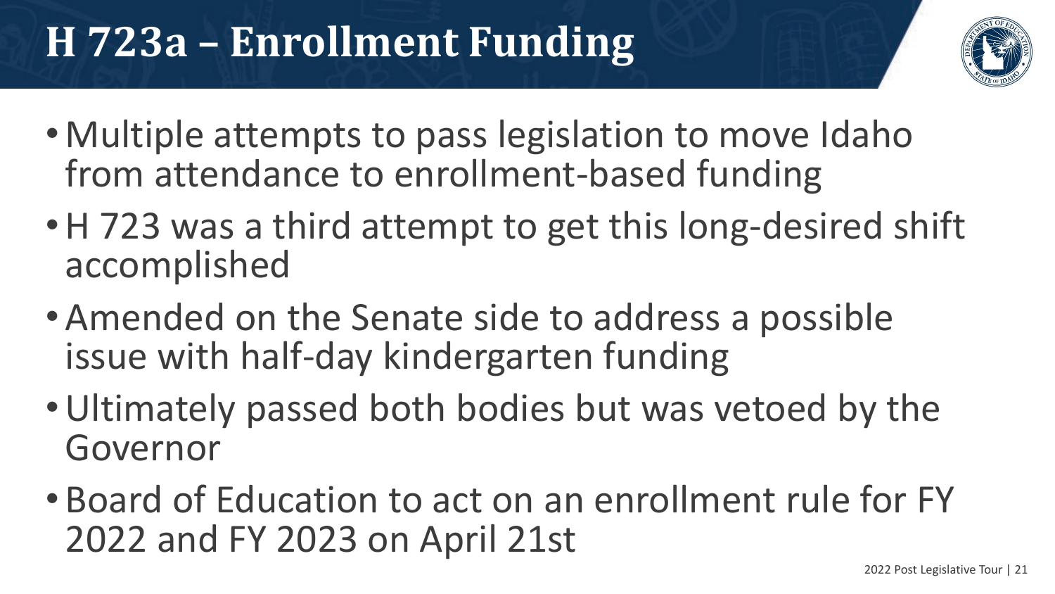# H 723a – Enrollment Funding

- Multiple attempts to pass legislation to move Idaho from attendance to enrollment-based funding
- H 723 was a third attempt to get this long-desired shift accomplished
- Amended on the Senate side to address a possible issue with half-day kindergarten funding
- Ultimately passed both bodies but was vetoed by the Governor
- Board of Education to act on an enrollment rule for FY 2022 and FY 2023 on April 21st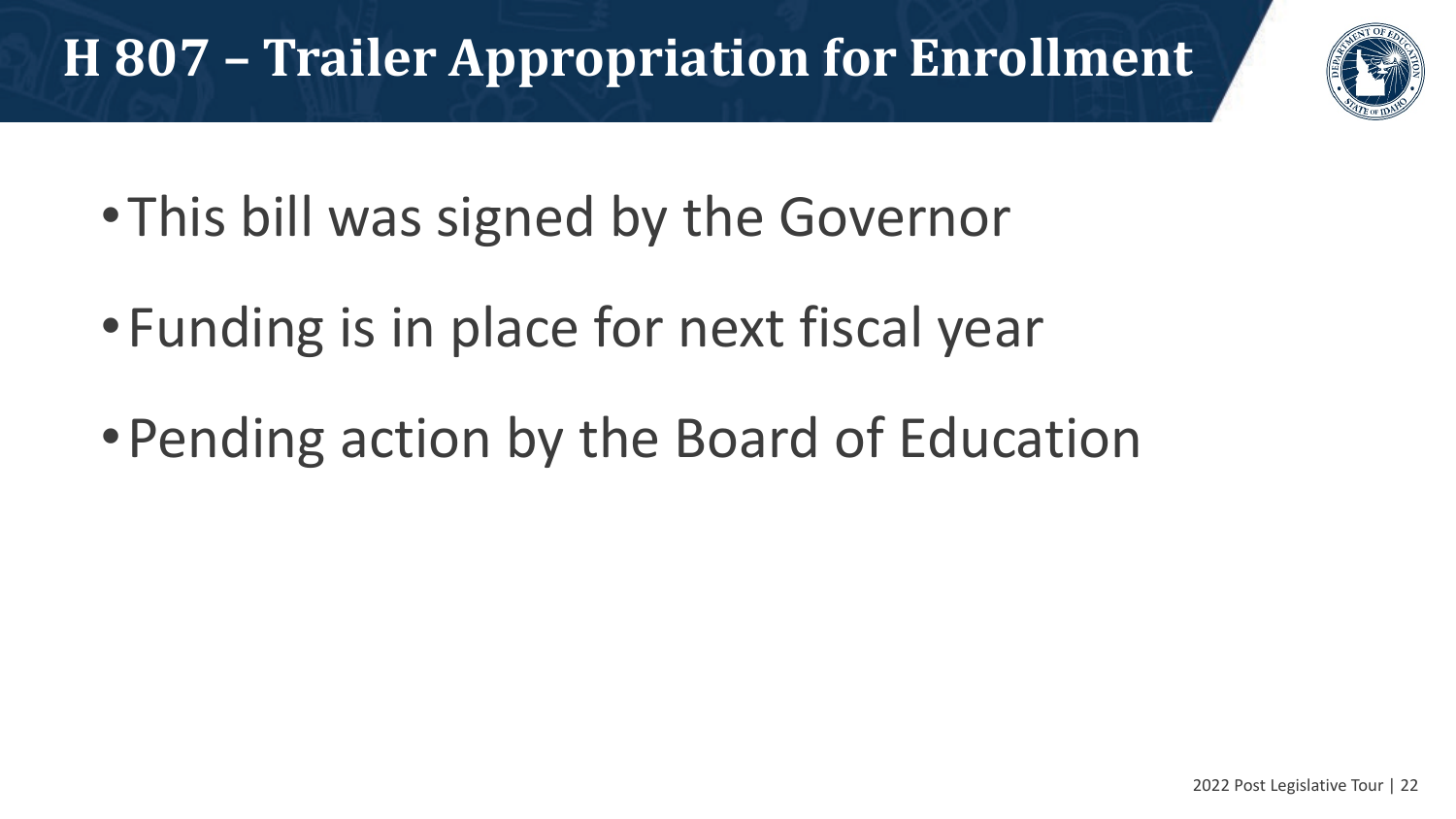# H 807 – Trailer Appropriation for Enrollment

- This bill was signed by the Governor
- Funding is in place for next fiscal year
- Pending action by the Board of Education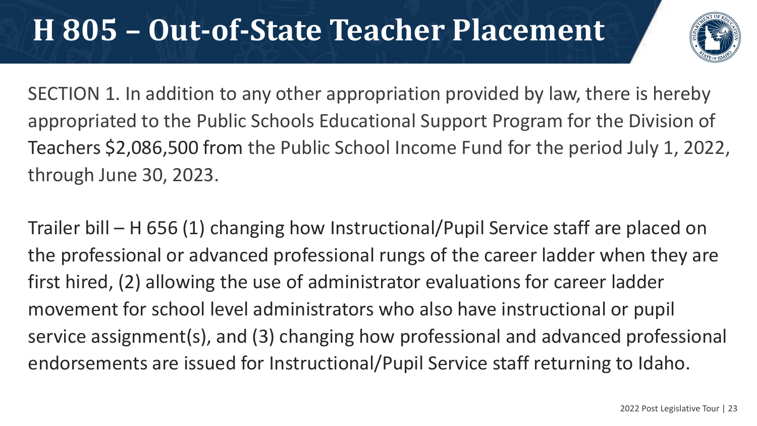# H 805 – Out-of-State Teacher Placement

SECTION 1. In addition to any other appropriation provided by law, there is hereby appropriated to the Public Schools Educational Support Program for the Division of Teachers $2,086,500 from the Public School Income Fund for the period July 1, 2022, through June 30, 2023.

Trailer bill – H 656 (1) changing how Instructional/Pupil Service staff are placed on the professional or advanced professional rungs of the career ladder when they are first hired, (2) allowing the use of administrator evaluations for career ladder movement for school level administrators who also have instructional or pupil service assignment(s), and (3) changing how professional and advanced professional endorsements are issued for Instructional/Pupil Service staff returning to Idaho.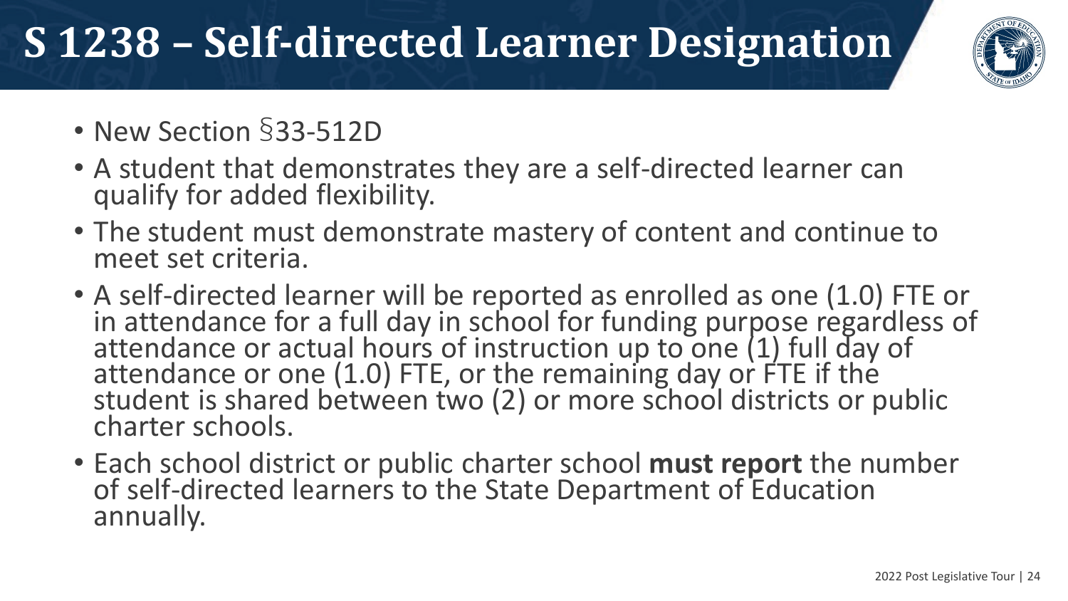# S 1238 – Self-directed Learner Designation

- New Section §33-512D
- A student that demonstrates they are a self-directed learner can qualify for added flexibility.
- The student must demonstrate mastery of content and continue to meet set criteria.
- A self-directed learner will be reported as enrolled as one (1.0) FTE or in attendance for a full day in school for funding purpose regardless of attendance or actual hours of instruction up to one (1) full day of attendance or one (1.0) FTE, or the remaining day or FTE if the student is shared between two (2) or more school districts or public charter schools.
- Each school district or public charter school **must report** the number of self-directed learners to the State Department of Education annually.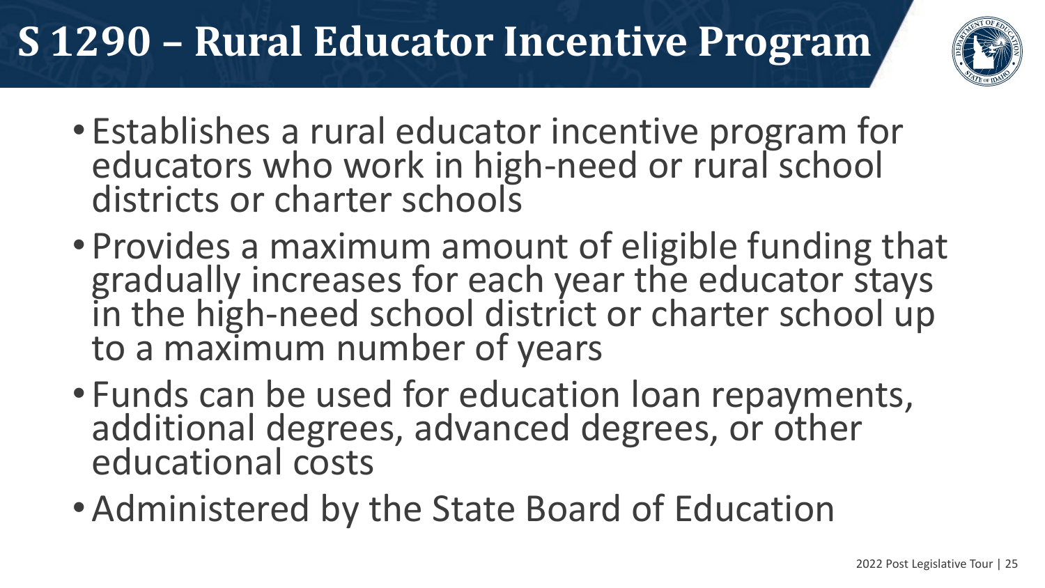# S 1290 – Rural Educator Incentive Program

- Establishes a rural educator incentive program for educators who work in high-need or rural school districts or charter schools
- Provides a maximum amount of eligible funding that gradually increases for each year the educator stays in the high-need school district or charter school up to a maximum number of years
- Funds can be used for education loan repayments, additional degrees, advanced degrees, or other educational costs
- Administered by the State Board of Education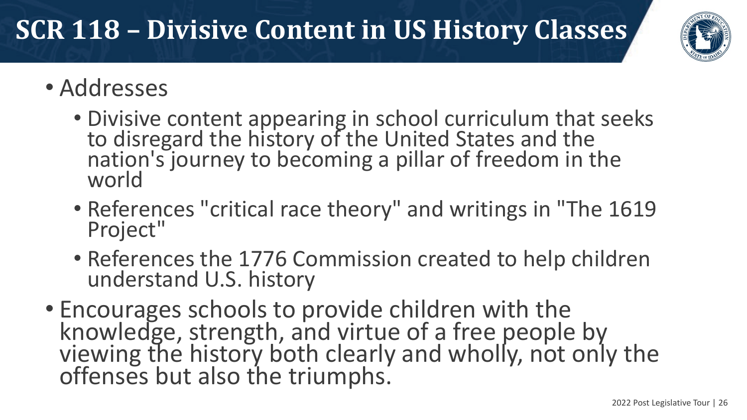# SCR 118 – Divisive Content in US History Classes

- Addresses
  - Divisive content appearing in school curriculum that seeks to disregard the history of the United States and the nation's journey to becoming a pillar of freedom in the world
  - References "critical race theory" and writings in "The 1619 Project"
  - References the 1776 Commission created to help children understand U.S. history
- Encourages schools to provide children with the knowledge, strength, and virtue of a free people by viewing the history both clearly and wholly, not only the offenses but also the triumphs.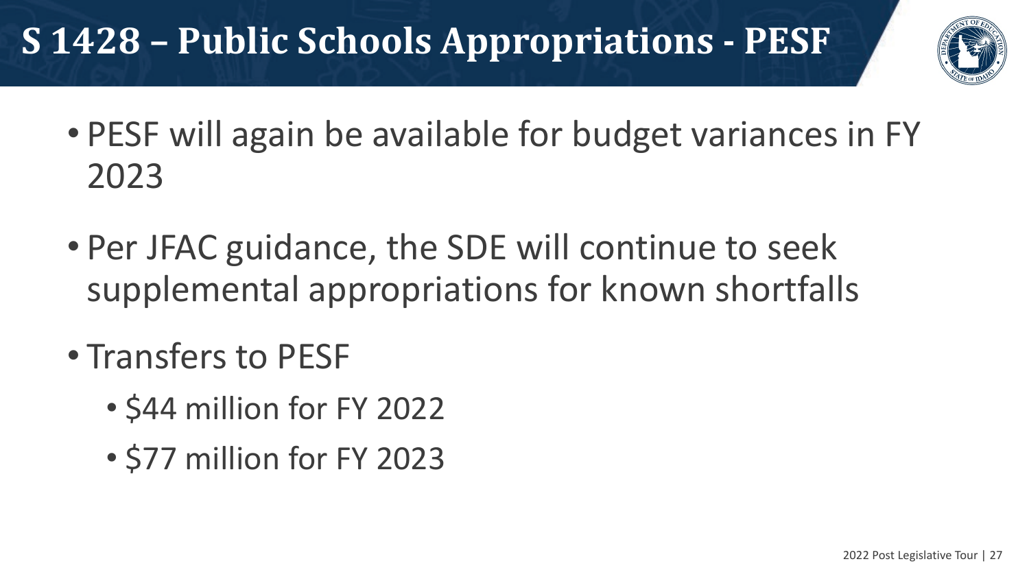# S 1428 – Public Schools Appropriations - PESF

- PESF will again be available for budget variances in FY 2023
- Per JFAC guidance, the SDE will continue to seek supplemental appropriations for known shortfalls
- Transfers to PESF
  - $44 million for FY 2022
  - $77 million for FY 2023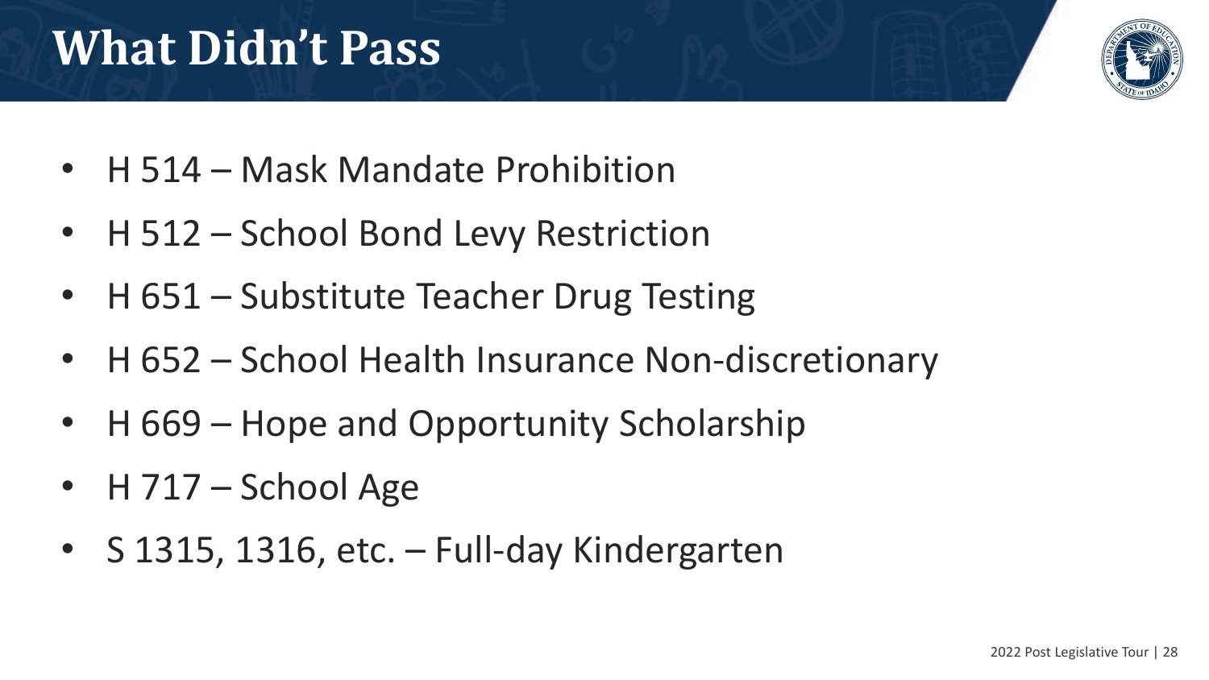# What Didn't Pass

- H 514 – Mask Mandate Prohibition
- H 512 – School Bond Levy Restriction
- H 651 – Substitute Teacher Drug Testing
- H 652 – School Health Insurance Non-discretionary
- H 669 – Hope and Opportunity Scholarship
- H 717 – School Age
- S 1315, 1316, etc. – Full-day Kindergarten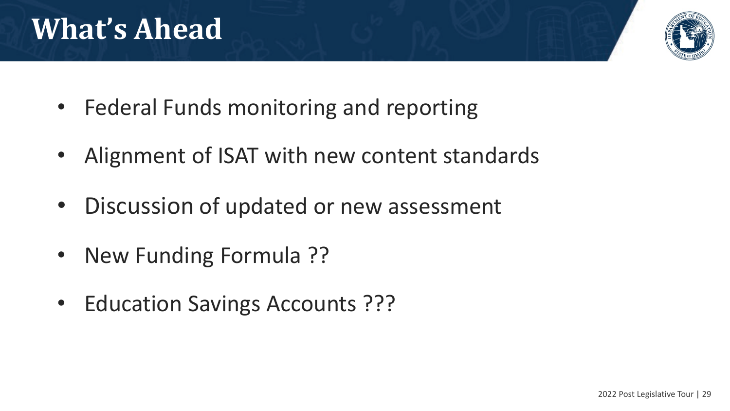# What's Ahead

- Federal Funds monitoring and reporting
- Alignment of ISAT with new content standards
- Discussion of updated or new assessment
- New Funding Formula ??
- Education Savings Accounts ???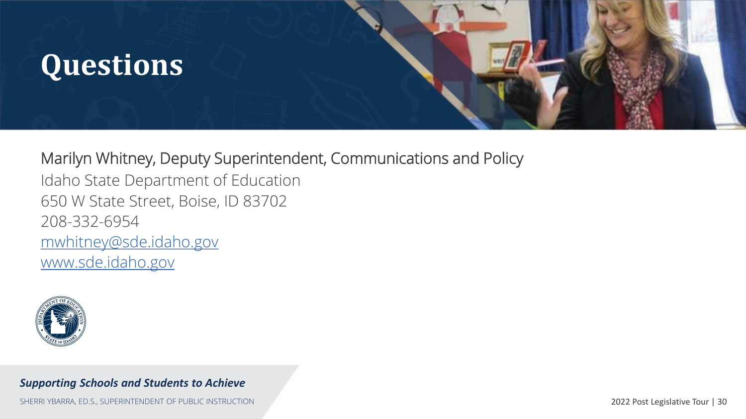# Questions

Marilyn Whitney, Deputy Superintendent, Communications and Policy
Idaho State Department of Education
650 W State Street, Boise, ID 83702
208-332-6954
mwhitney@sde.idaho.gov
www.sde.idaho.gov

***Supporting Schools and Students to Achieve***

SHERRI YBARRA, ED.S., SUPERINTENDENT OF PUBLIC INSTRUCTION